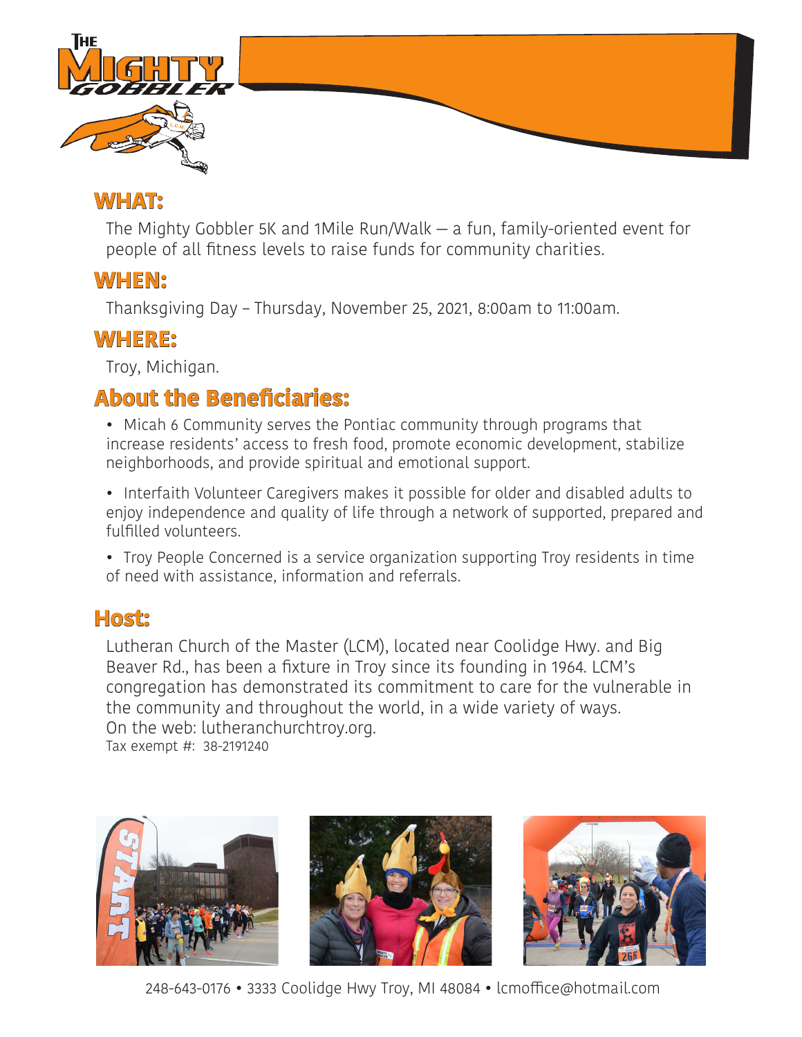# The Mighty Gobbler

## WHAT:

The Mighty Gobbler 5K and 1Mile Run/Walk — a fun, family-oriented event for people of all fitness levels to raise funds for community charities.

## WHEN:

Thanksgiving Day – Thursday, November 25, 2021, 8:00am to 11:00am.

## WHERE:

Troy, Michigan.

## About the Beneficiaries:

- Micah 6 Community serves the Pontiac community through programs that increase residents' access to fresh food, promote economic development, stabilize neighborhoods, and provide spiritual and emotional support.
- Interfaith Volunteer Caregivers makes it possible for older and disabled adults to enjoy independence and quality of life through a network of supported, prepared and fulfilled volunteers.
- Troy People Concerned is a service organization supporting Troy residents in time of need with assistance, information and referrals.

## Host:

Lutheran Church of the Master (LCM), located near Coolidge Hwy. and Big Beaver Rd., has been a fixture in Troy since its founding in 1964. LCM's congregation has demonstrated its commitment to care for the vulnerable in the community and throughout the world, in a wide variety of ways.
On the web: lutheranchurchtroy.org.
Tax exempt #: 38-2191240

248-643-0176 • 3333 Coolidge Hwy Troy, MI 48084 • lcmoffice@hotmail.com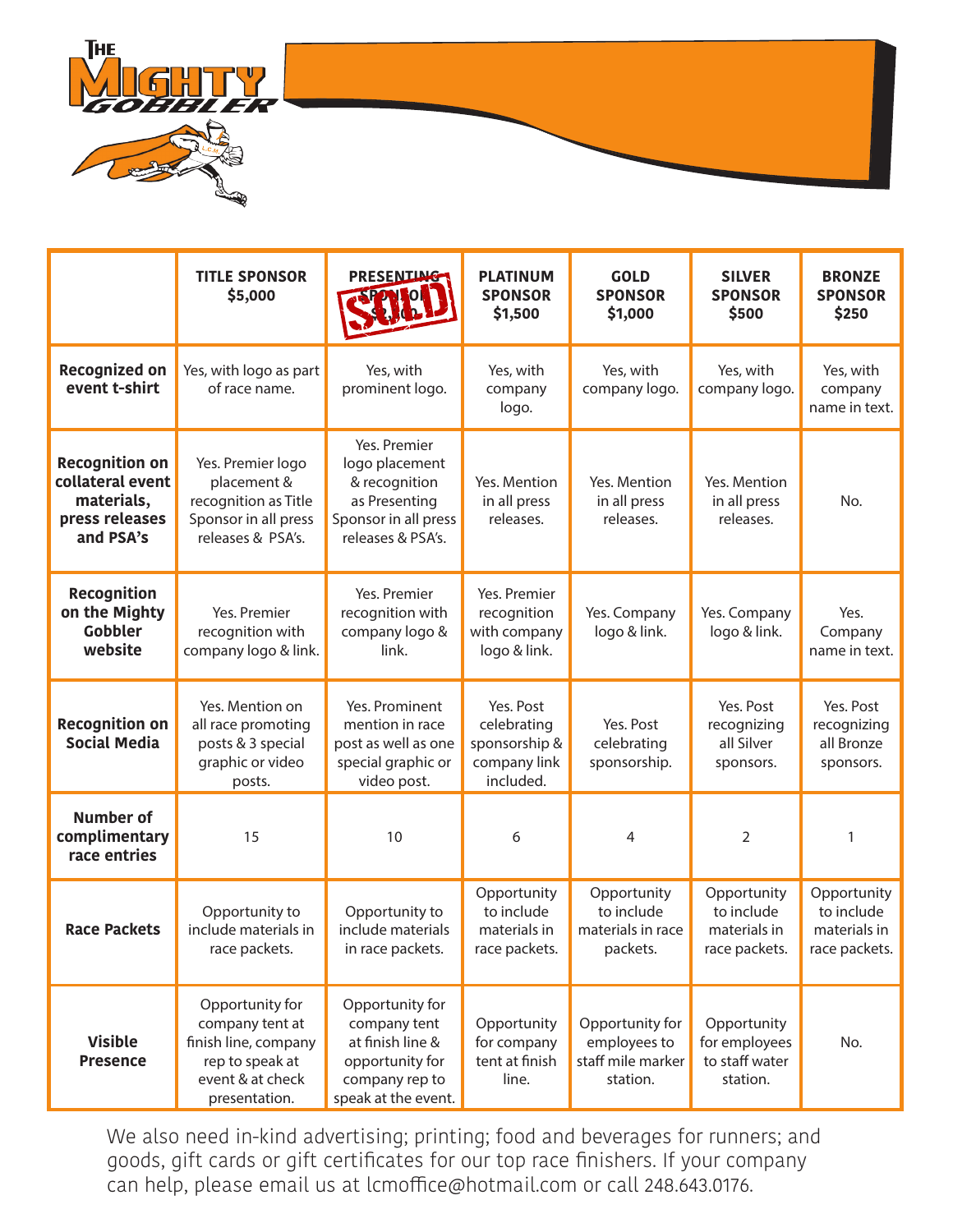The Mighty Gobbler

| | TITLE SPONSOR $5,000 | PRESENTING SPONSOR $2,500 SOLD | PLATINUM SPONSOR $1,500 | GOLD SPONSOR $1,000 | SILVER SPONSOR $500 | BRONZE SPONSOR $250 |
|---|---|---|---|---|---|---|
| **Recognized on event t-shirt** | Yes, with logo as part of race name. | Yes, with prominent logo. | Yes, with company logo. | Yes, with company logo. | Yes, with company logo. | Yes, with company name in text. |
| **Recognition on collateral event materials, press releases and PSA's** | Yes. Premier logo placement & recognition as Title Sponsor in all press releases & PSA's. | Yes. Premier logo placement & recognition as Presenting Sponsor in all press releases & PSA's. | Yes. Mention in all press releases. | Yes. Mention in all press releases. | Yes. Mention in all press releases. | No. |
| **Recognition on the Mighty Gobbler website** | Yes. Premier recognition with company logo & link. | Yes. Premier recognition with company logo & link. | Yes. Premier recognition with company logo & link. | Yes. Company logo & link. | Yes. Company logo & link. | Yes. Company name in text. |
| **Recognition on Social Media** | Yes. Mention on all race promoting posts & 3 special graphic or video posts. | Yes. Prominent mention in race post as well as one special graphic or video post. | Yes. Post celebrating sponsorship & company link included. | Yes. Post celebrating sponsorship. | Yes. Post recognizing all Silver sponsors. | Yes. Post recognizing all Bronze sponsors. |
| **Number of complimentary race entries** | 15 | 10 | 6 | 4 | 2 | 1 |
| **Race Packets** | Opportunity to include materials in race packets. | Opportunity to include materials in race packets. | Opportunity to include materials in race packets. | Opportunity to include materials in race packets. | Opportunity to include materials in race packets. | Opportunity to include materials in race packets. |
| **Visible Presence** | Opportunity for company tent at finish line, company rep to speak at event & at check presentation. | Opportunity for company tent at finish line & opportunity for company rep to speak at the event. | Opportunity for company tent at finish line. | Opportunity for employees to staff mile marker station. | Opportunity for employees to staff water station. | No. |

We also need in-kind advertising; printing; food and beverages for runners; and goods, gift cards or gift certificates for our top race finishers. If your company can help, please email us at lcmoffice@hotmail.com or call 248.643.0176.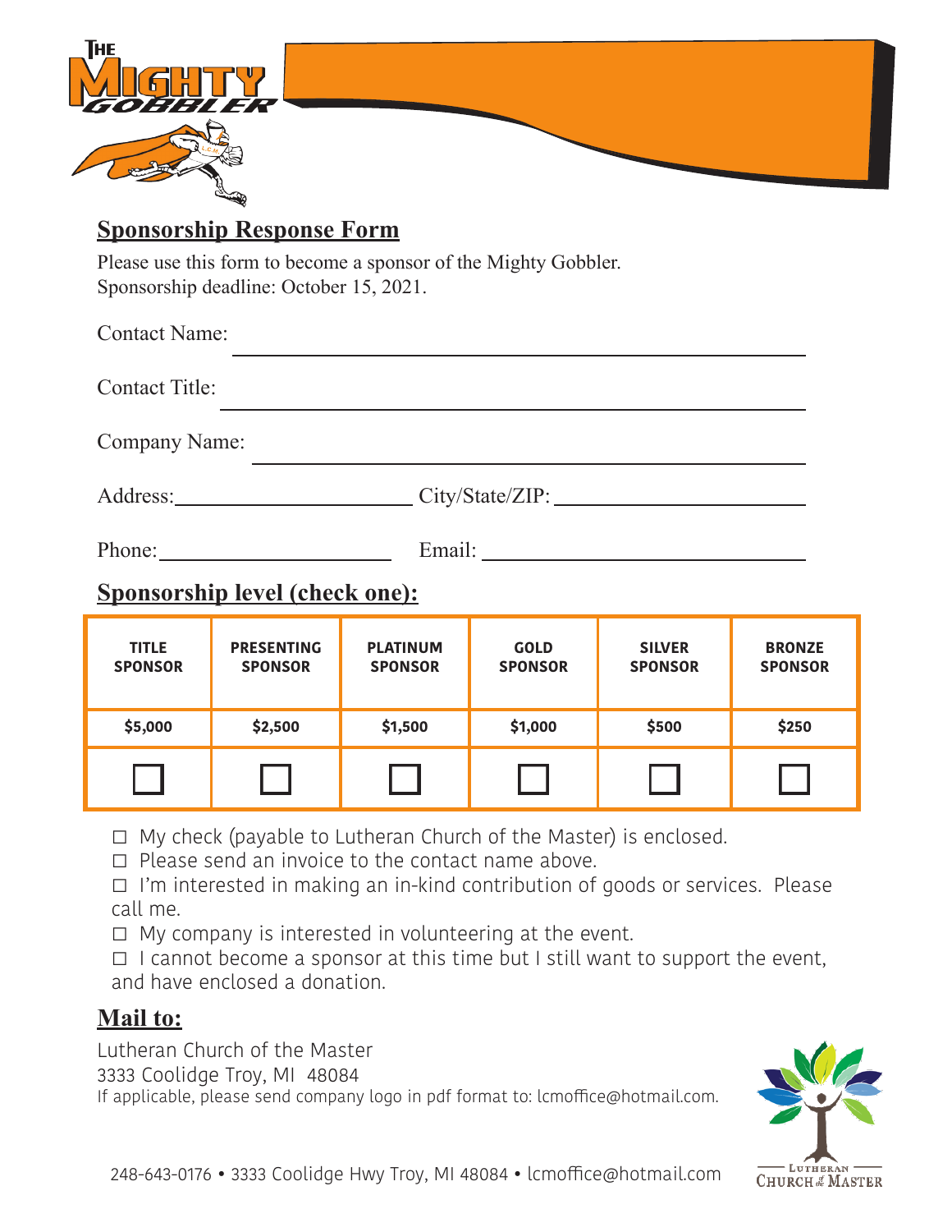## Sponsorship Response Form

Please use this form to become a sponsor of the Mighty Gobbler.
Sponsorship deadline: October 15, 2021.

Contact Name: \_\_\_\_\_\_\_\_\_\_\_\_\_\_\_\_\_\_\_\_\_\_\_\_\_\_\_\_\_\_\_\_\_\_\_\_\_\_\_\_\_\_\_\_

Contact Title: \_\_\_\_\_\_\_\_\_\_\_\_\_\_\_\_\_\_\_\_\_\_\_\_\_\_\_\_\_\_\_\_\_\_\_\_\_\_\_\_\_\_\_\_

Company Name: \_\_\_\_\_\_\_\_\_\_\_\_\_\_\_\_\_\_\_\_\_\_\_\_\_\_\_\_\_\_\_\_\_\_\_\_\_\_\_\_\_\_

Address: \_\_\_\_\_\_\_\_\_\_\_\_\_\_\_\_\_\_\_\_ City/State/ZIP: \_\_\_\_\_\_\_\_\_\_\_\_\_\_\_\_\_\_\_\_

Phone: \_\_\_\_\_\_\_\_\_\_\_\_\_\_\_\_\_\_\_\_ Email: \_\_\_\_\_\_\_\_\_\_\_\_\_\_\_\_\_\_\_\_\_\_\_\_

## Sponsorship level (check one):

| TITLE SPONSOR | PRESENTING SPONSOR | PLATINUM SPONSOR | GOLD SPONSOR | SILVER SPONSOR | BRONZE SPONSOR |
|---|---|---|---|---|---|
| $5,000 | $2,500 | $1,500 | $1,000 | $500 | $250 |
| ☐ | ☐ | ☐ | ☐ | ☐ | ☐ |

☐ My check (payable to Lutheran Church of the Master) is enclosed.
☐ Please send an invoice to the contact name above.
☐ I'm interested in making an in-kind contribution of goods or services. Please call me.
☐ My company is interested in volunteering at the event.
☐ I cannot become a sponsor at this time but I still want to support the event, and have enclosed a donation.

## Mail to:

Lutheran Church of the Master
3333 Coolidge Troy, MI 48084
If applicable, please send company logo in pdf format to: lcmoffice@hotmail.com.

248-643-0176 • 3333 Coolidge Hwy Troy, MI 48084 • lcmoffice@hotmail.com